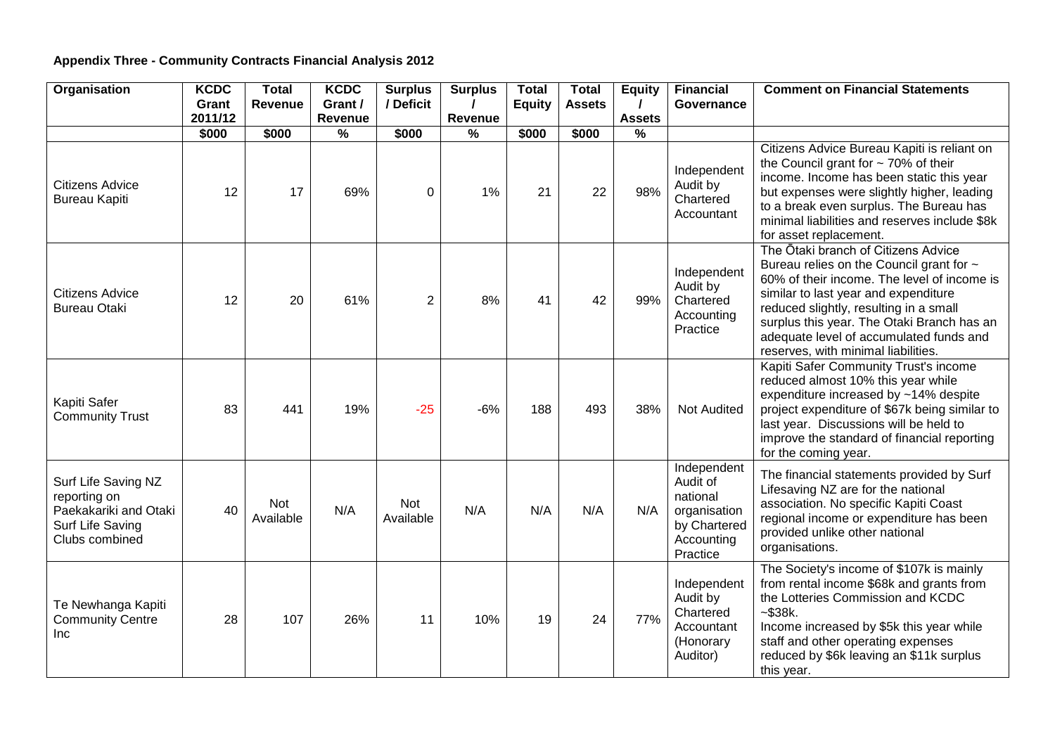**Appendix Three - Community Contracts Financial Analysis 2012**

| Organisation | KCDC Grant 2011/12 | Total Revenue | KCDC Grant / Revenue | Surplus / Deficit | Surplus / Revenue | Total Equity | Total Assets | Equity / Assets | Financial Governance | Comment on Financial Statements |
|---|---|---|---|---|---|---|---|---|---|---|
| | $000 | $000 | % | $000 | % | $000 | $000 | % | | |
| Citizens Advice Bureau Kapiti | 12 | 17 | 69% | 0 | 1% | 21 | 22 | 98% | Independent Audit by Chartered Accountant | Citizens Advice Bureau Kapiti is reliant on the Council grant for ~ 70% of their income. Income has been static this year but expenses were slightly higher, leading to a break even surplus. The Bureau has minimal liabilities and reserves include $8k for asset replacement. |
| Citizens Advice Bureau Otaki | 12 | 20 | 61% | 2 | 8% | 41 | 42 | 99% | Independent Audit by Chartered Accounting Practice | The Ōtaki branch of Citizens Advice Bureau relies on the Council grant for ~ 60% of their income. The level of income is similar to last year and expenditure reduced slightly, resulting in a small surplus this year. The Otaki Branch has an adequate level of accumulated funds and reserves, with minimal liabilities. |
| Kapiti Safer Community Trust | 83 | 441 | 19% | -25 | -6% | 188 | 493 | 38% | Not Audited | Kapiti Safer Community Trust's income reduced almost 10% this year while expenditure increased by ~14% despite project expenditure of $67k being similar to last year. Discussions will be held to improve the standard of financial reporting for the coming year. |
| Surf Life Saving NZ reporting on Paekakariki and Otaki Surf Life Saving Clubs combined | 40 | Not Available | N/A | Not Available | N/A | N/A | N/A | N/A | Independent Audit of national organisation by Chartered Accounting Practice | The financial statements provided by Surf Lifesaving NZ are for the national association. No specific Kapiti Coast regional income or expenditure has been provided unlike other national organisations. |
| Te Newhanga Kapiti Community Centre Inc | 28 | 107 | 26% | 11 | 10% | 19 | 24 | 77% | Independent Audit by Chartered Accountant (Honorary Auditor) | The Society's income of $107k is mainly from rental income $68k and grants from the Lotteries Commission and KCDC ~$38k. Income increased by $5k this year while staff and other operating expenses reduced by $6k leaving an $11k surplus this year. |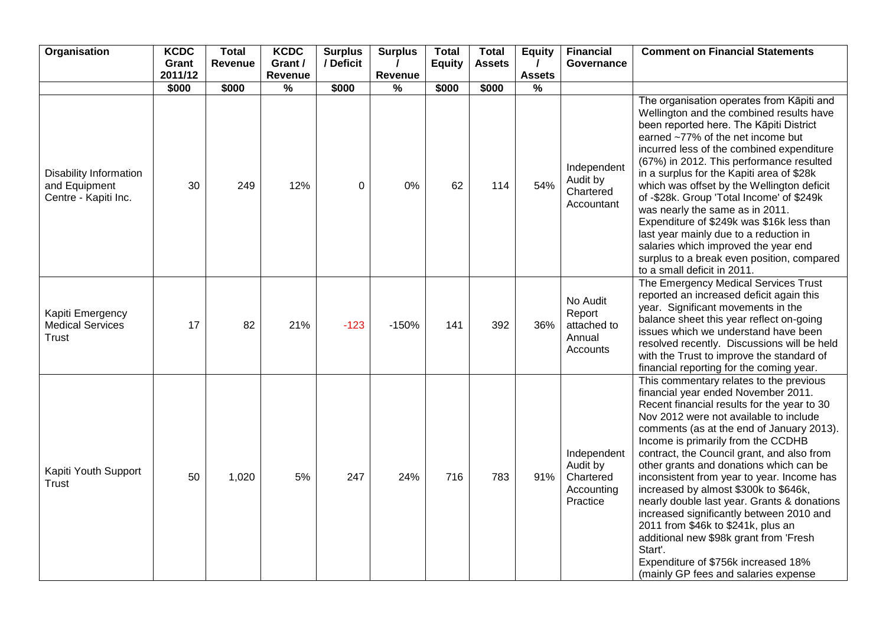| Organisation | KCDC Grant 2011/12 | Total Revenue | KCDC Grant / Revenue | Surplus / Deficit | Surplus / Revenue | Total Equity | Total Assets | Equity / Assets | Financial Governance | Comment on Financial Statements |
|---|---|---|---|---|---|---|---|---|---|---|
| | $000 | $000 | % | $000 | % | $000 | $000 | % | | |
| Disability Information and Equipment Centre - Kapiti Inc. | 30 | 249 | 12% | 0 | 0% | 62 | 114 | 54% | Independent Audit by Chartered Accountant | The organisation operates from Kāpiti and Wellington and the combined results have been reported here. The Kāpiti District earned ~77% of the net income but incurred less of the combined expenditure (67%) in 2012. This performance resulted in a surplus for the Kapiti area of $28k which was offset by the Wellington deficit of -$28k. Group 'Total Income' of $249k was nearly the same as in 2011. Expenditure of $249k was $16k less than last year mainly due to a reduction in salaries which improved the year end surplus to a break even position, compared to a small deficit in 2011. |
| Kapiti Emergency Medical Services Trust | 17 | 82 | 21% | -123 | -150% | 141 | 392 | 36% | No Audit Report attached to Annual Accounts | The Emergency Medical Services Trust reported an increased deficit again this year. Significant movements in the balance sheet this year reflect on-going issues which we understand have been resolved recently. Discussions will be held with the Trust to improve the standard of financial reporting for the coming year. |
| Kapiti Youth Support Trust | 50 | 1,020 | 5% | 247 | 24% | 716 | 783 | 91% | Independent Audit by Chartered Accounting Practice | This commentary relates to the previous financial year ended November 2011. Recent financial results for the year to 30 Nov 2012 were not available to include comments (as at the end of January 2013). Income is primarily from the CCDHB contract, the Council grant, and also from other grants and donations which can be inconsistent from year to year. Income has increased by almost $300k to $646k, nearly double last year. Grants & donations increased significantly between 2010 and 2011 from $46k to $241k, plus an additional new $98k grant from 'Fresh Start'. Expenditure of $756k increased 18% (mainly GP fees and salaries expense |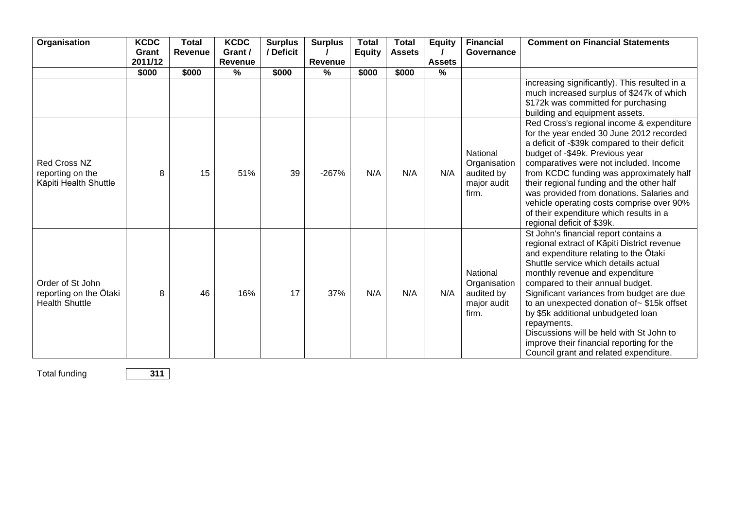| Organisation | KCDC Grant 2011/12 | Total Revenue | KCDC Grant / Revenue | Surplus / Deficit | Surplus / Revenue | Total Equity | Total Assets | Equity / Assets | Financial Governance | Comment on Financial Statements |
|---|---|---|---|---|---|---|---|---|---|---|
| | $000 | $000 | % | $000 | % | $000 | $000 | % | | |
| | | | | | | | | | | increasing significantly). This resulted in a much increased surplus of $247k of which $172k was committed for purchasing building and equipment assets. |
| Red Cross NZ reporting on the Kāpiti Health Shuttle | 8 | 15 | 51% | 39 | -267% | N/A | N/A | N/A | National Organisation audited by major audit firm. | Red Cross's regional income & expenditure for the year ended 30 June 2012 recorded a deficit of -$39k compared to their deficit budget of -$49k. Previous year comparatives were not included. Income from KCDC funding was approximately half their regional funding and the other half was provided from donations. Salaries and vehicle operating costs comprise over 90% of their expenditure which results in a regional deficit of $39k. |
| Order of St John reporting on the Ōtaki Health Shuttle | 8 | 46 | 16% | 17 | 37% | N/A | N/A | N/A | National Organisation audited by major audit firm. | St John's financial report contains a regional extract of Kāpiti District revenue and expenditure relating to the Ōtaki Shuttle service which details actual monthly revenue and expenditure compared to their annual budget. Significant variances from budget are due to an unexpected donation of~ $15k offset by $5k additional unbudgeted loan repayments. Discussions will be held with St John to improve their financial reporting for the Council grant and related expenditure. |

| Total funding | 311 |
|---|---|